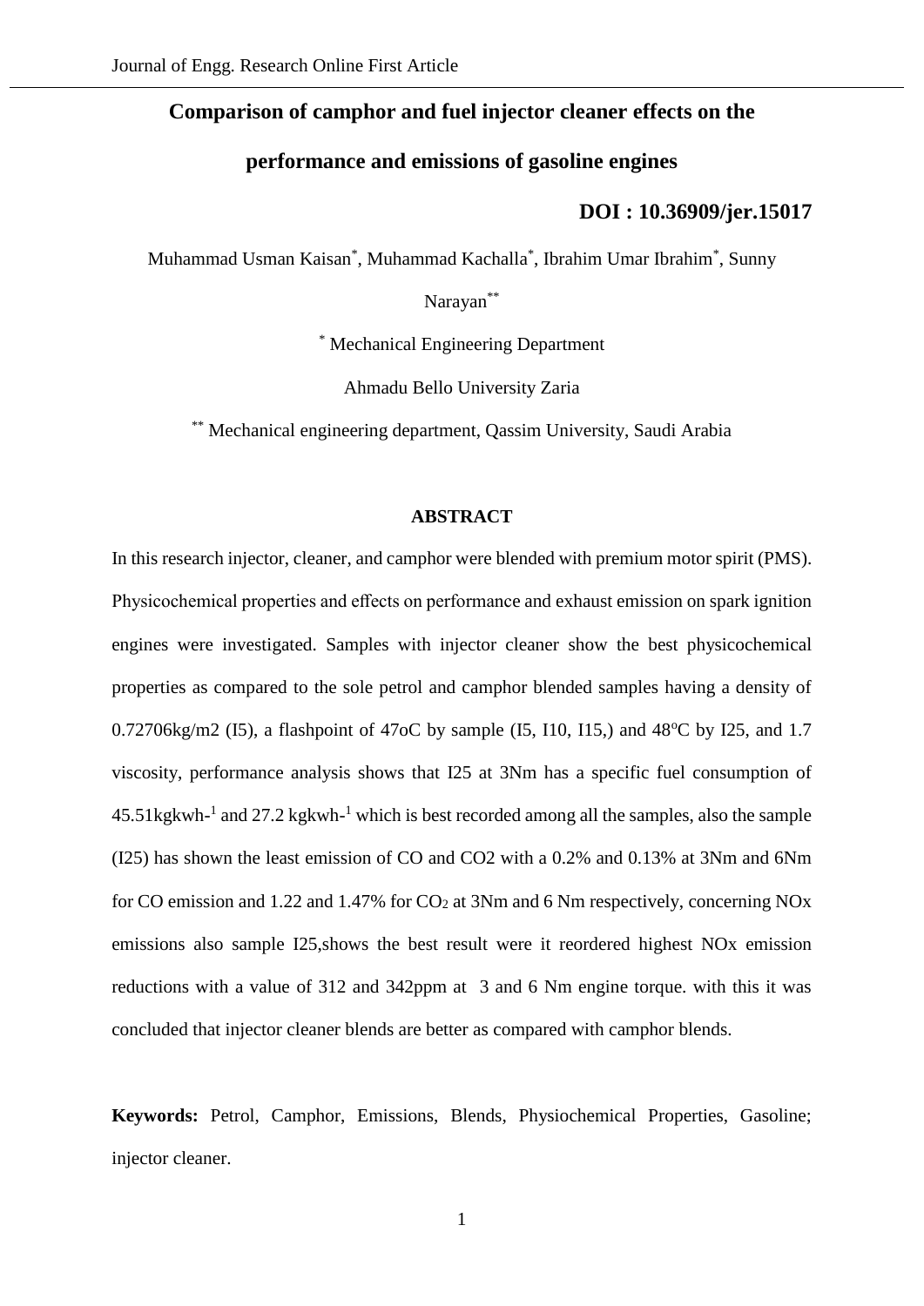# Comparison of camphor and fuel injector cleaner effects on the performance and emissions of gasoline engines

**DOI : 10.36909/jer.15017**

Muhammad Usman Kaisan[*], Muhammad Kachalla[*], Ibrahim Umar Ibrahim[*], Sunny Narayan[**]

[*] Mechanical Engineering Department

Ahmadu Bello University Zaria

[**] Mechanical engineering department, Qassim University, Saudi Arabia

## ABSTRACT

In this research injector, cleaner, and camphor were blended with premium motor spirit (PMS). Physicochemical properties and effects on performance and exhaust emission on spark ignition engines were investigated. Samples with injector cleaner show the best physicochemical properties as compared to the sole petrol and camphor blended samples having a density of 0.72706kg/m2 (I5), a flashpoint of 47oC by sample (I5, I10, I15,) and 48°C by I25, and 1.7 viscosity, performance analysis shows that I25 at 3Nm has a specific fuel consumption of 45.51kgkwh-[1] and 27.2 kgkwh-[1] which is best recorded among all the samples, also the sample (I25) has shown the least emission of CO and CO2 with a 0.2% and 0.13% at 3Nm and 6Nm for CO emission and 1.22 and 1.47% for $CO_2$ at 3Nm and 6 Nm respectively, concerning NOx emissions also sample I25,shows the best result were it reordered highest NOx emission reductions with a value of 312 and 342ppm at 3 and 6 Nm engine torque. with this it was concluded that injector cleaner blends are better as compared with camphor blends.

**Keywords:** Petrol, Camphor, Emissions, Blends, Physiochemical Properties, Gasoline; injector cleaner.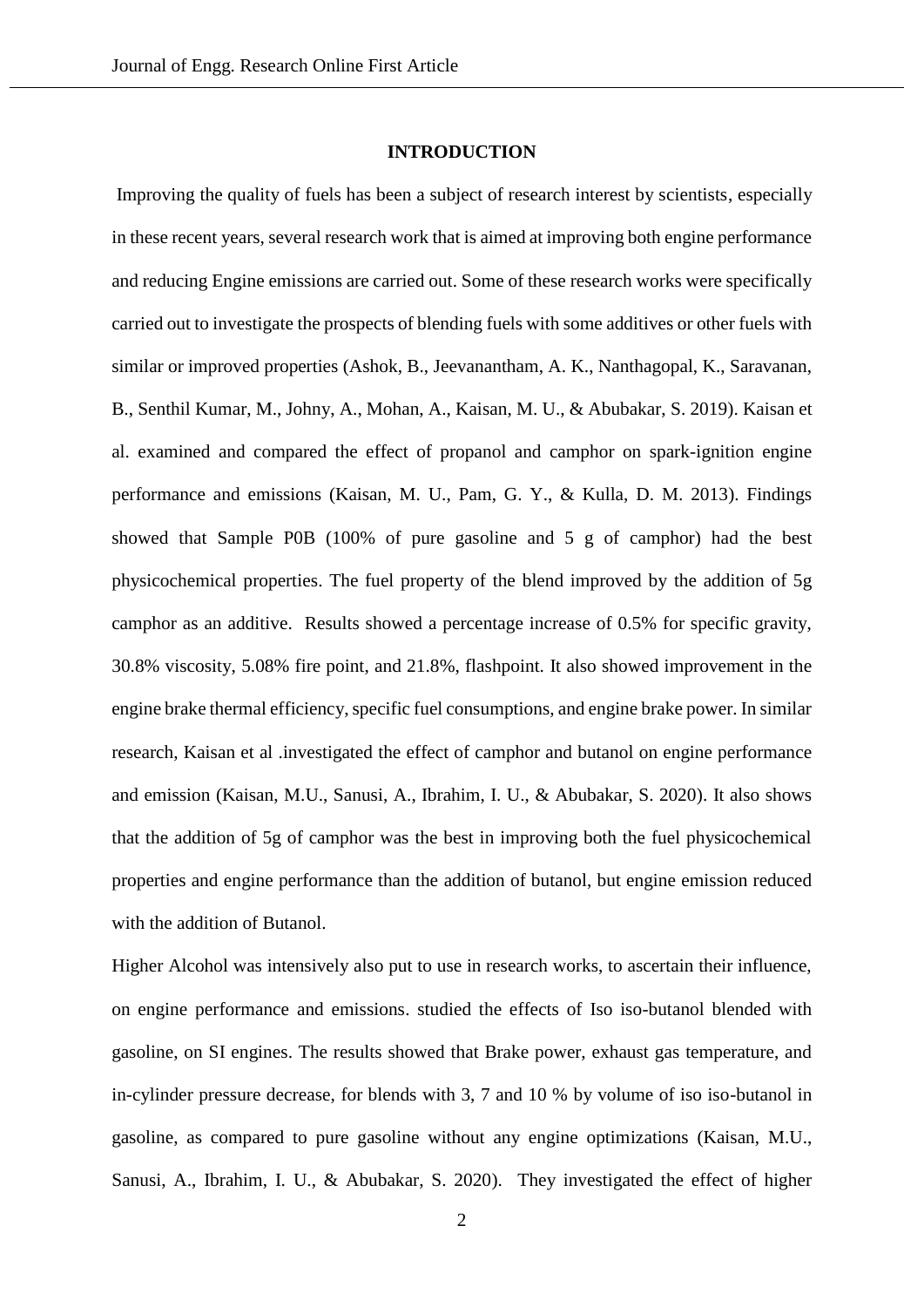## INTRODUCTION

Improving the quality of fuels has been a subject of research interest by scientists, especially in these recent years, several research work that is aimed at improving both engine performance and reducing Engine emissions are carried out. Some of these research works were specifically carried out to investigate the prospects of blending fuels with some additives or other fuels with similar or improved properties (Ashok, B., Jeevanantham, A. K., Nanthagopal, K., Saravanan, B., Senthil Kumar, M., Johny, A., Mohan, A., Kaisan, M. U., & Abubakar, S. 2019). Kaisan et al. examined and compared the effect of propanol and camphor on spark-ignition engine performance and emissions (Kaisan, M. U., Pam, G. Y., & Kulla, D. M. 2013). Findings showed that Sample P0B (100% of pure gasoline and 5 g of camphor) had the best physicochemical properties. The fuel property of the blend improved by the addition of 5g camphor as an additive. Results showed a percentage increase of 0.5% for specific gravity, 30.8% viscosity, 5.08% fire point, and 21.8%, flashpoint. It also showed improvement in the engine brake thermal efficiency, specific fuel consumptions, and engine brake power. In similar research, Kaisan et al .investigated the effect of camphor and butanol on engine performance and emission (Kaisan, M.U., Sanusi, A., Ibrahim, I. U., & Abubakar, S. 2020). It also shows that the addition of 5g of camphor was the best in improving both the fuel physicochemical properties and engine performance than the addition of butanol, but engine emission reduced with the addition of Butanol.

Higher Alcohol was intensively also put to use in research works, to ascertain their influence, on engine performance and emissions. studied the effects of Iso iso-butanol blended with gasoline, on SI engines. The results showed that Brake power, exhaust gas temperature, and in-cylinder pressure decrease, for blends with 3, 7 and 10 % by volume of iso iso-butanol in gasoline, as compared to pure gasoline without any engine optimizations (Kaisan, M.U., Sanusi, A., Ibrahim, I. U., & Abubakar, S. 2020). They investigated the effect of higher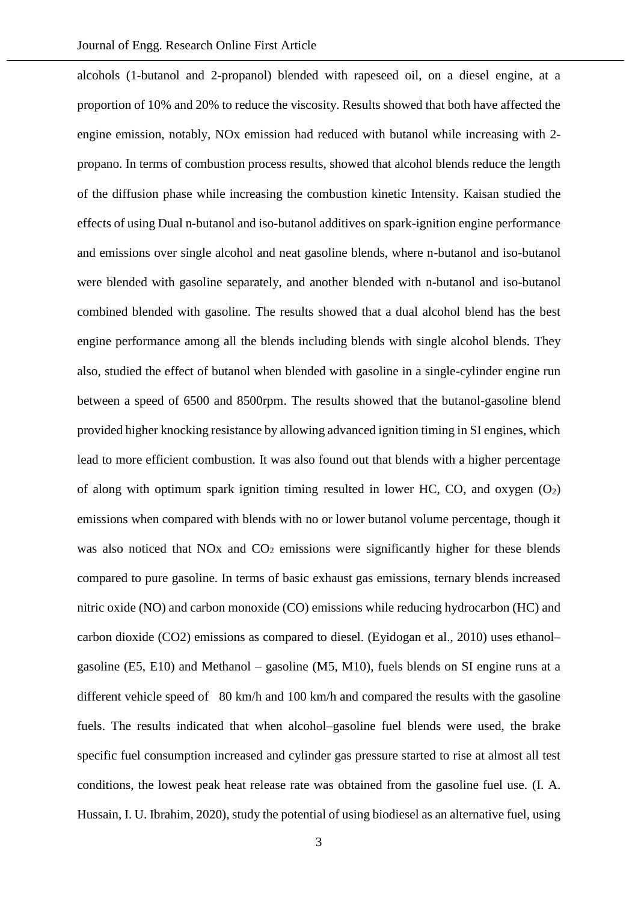alcohols (1-butanol and 2-propanol) blended with rapeseed oil, on a diesel engine, at a proportion of 10% and 20% to reduce the viscosity. Results showed that both have affected the engine emission, notably, NOx emission had reduced with butanol while increasing with 2-propano. In terms of combustion process results, showed that alcohol blends reduce the length of the diffusion phase while increasing the combustion kinetic Intensity. Kaisan studied the effects of using Dual n-butanol and iso-butanol additives on spark-ignition engine performance and emissions over single alcohol and neat gasoline blends, where n-butanol and iso-butanol were blended with gasoline separately, and another blended with n-butanol and iso-butanol combined blended with gasoline. The results showed that a dual alcohol blend has the best engine performance among all the blends including blends with single alcohol blends. They also, studied the effect of butanol when blended with gasoline in a single-cylinder engine run between a speed of 6500 and 8500rpm. The results showed that the butanol-gasoline blend provided higher knocking resistance by allowing advanced ignition timing in SI engines, which lead to more efficient combustion. It was also found out that blends with a higher percentage of along with optimum spark ignition timing resulted in lower HC, CO, and oxygen ($O_2$) emissions when compared with blends with no or lower butanol volume percentage, though it was also noticed that NOx and $CO_2$ emissions were significantly higher for these blends compared to pure gasoline. In terms of basic exhaust gas emissions, ternary blends increased nitric oxide (NO) and carbon monoxide (CO) emissions while reducing hydrocarbon (HC) and carbon dioxide (CO2) emissions as compared to diesel. (Eyidogan et al., 2010) uses ethanol–gasoline (E5, E10) and Methanol – gasoline (M5, M10), fuels blends on SI engine runs at a different vehicle speed of 80 km/h and 100 km/h and compared the results with the gasoline fuels. The results indicated that when alcohol–gasoline fuel blends were used, the brake specific fuel consumption increased and cylinder gas pressure started to rise at almost all test conditions, the lowest peak heat release rate was obtained from the gasoline fuel use. (I. A. Hussain, I. U. Ibrahim, 2020), study the potential of using biodiesel as an alternative fuel, using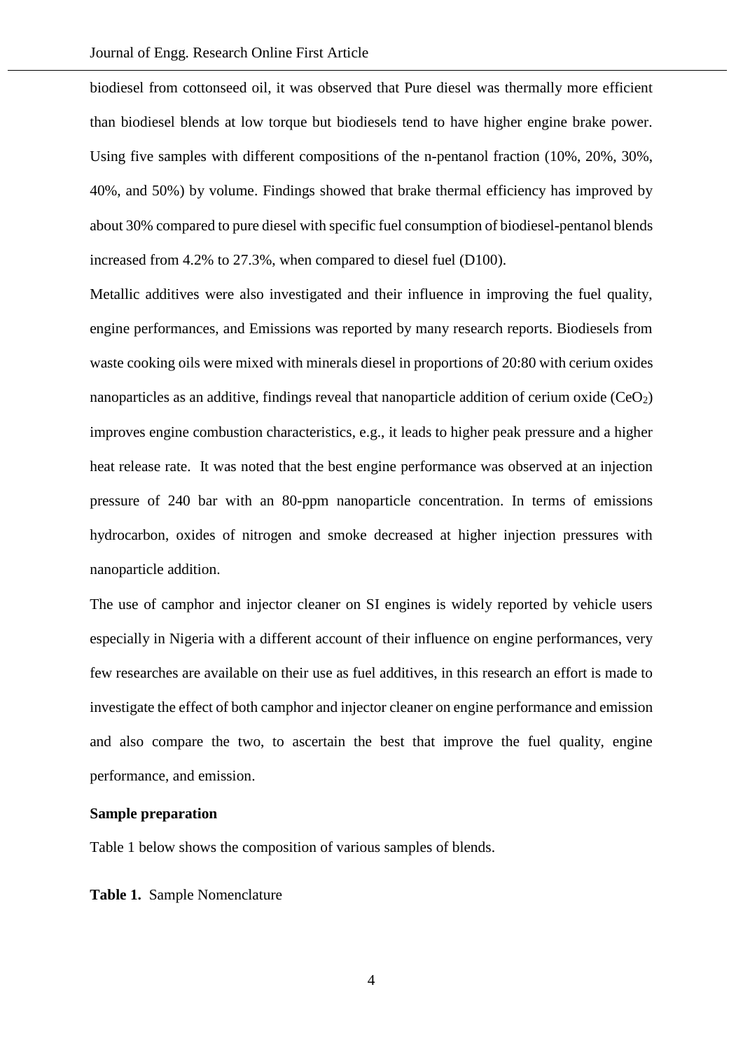biodiesel from cottonseed oil, it was observed that Pure diesel was thermally more efficient than biodiesel blends at low torque but biodiesels tend to have higher engine brake power. Using five samples with different compositions of the n-pentanol fraction (10%, 20%, 30%, 40%, and 50%) by volume. Findings showed that brake thermal efficiency has improved by about 30% compared to pure diesel with specific fuel consumption of biodiesel-pentanol blends increased from 4.2% to 27.3%, when compared to diesel fuel (D100).

Metallic additives were also investigated and their influence in improving the fuel quality, engine performances, and Emissions was reported by many research reports. Biodiesels from waste cooking oils were mixed with minerals diesel in proportions of 20:80 with cerium oxides nanoparticles as an additive, findings reveal that nanoparticle addition of cerium oxide ($CeO_2$) improves engine combustion characteristics, e.g., it leads to higher peak pressure and a higher heat release rate. It was noted that the best engine performance was observed at an injection pressure of 240 bar with an 80-ppm nanoparticle concentration. In terms of emissions hydrocarbon, oxides of nitrogen and smoke decreased at higher injection pressures with nanoparticle addition.

The use of camphor and injector cleaner on SI engines is widely reported by vehicle users especially in Nigeria with a different account of their influence on engine performances, very few researches are available on their use as fuel additives, in this research an effort is made to investigate the effect of both camphor and injector cleaner on engine performance and emission and also compare the two, to ascertain the best that improve the fuel quality, engine performance, and emission.

**Sample preparation**

Table 1 below shows the composition of various samples of blends.

**Table 1.** Sample Nomenclature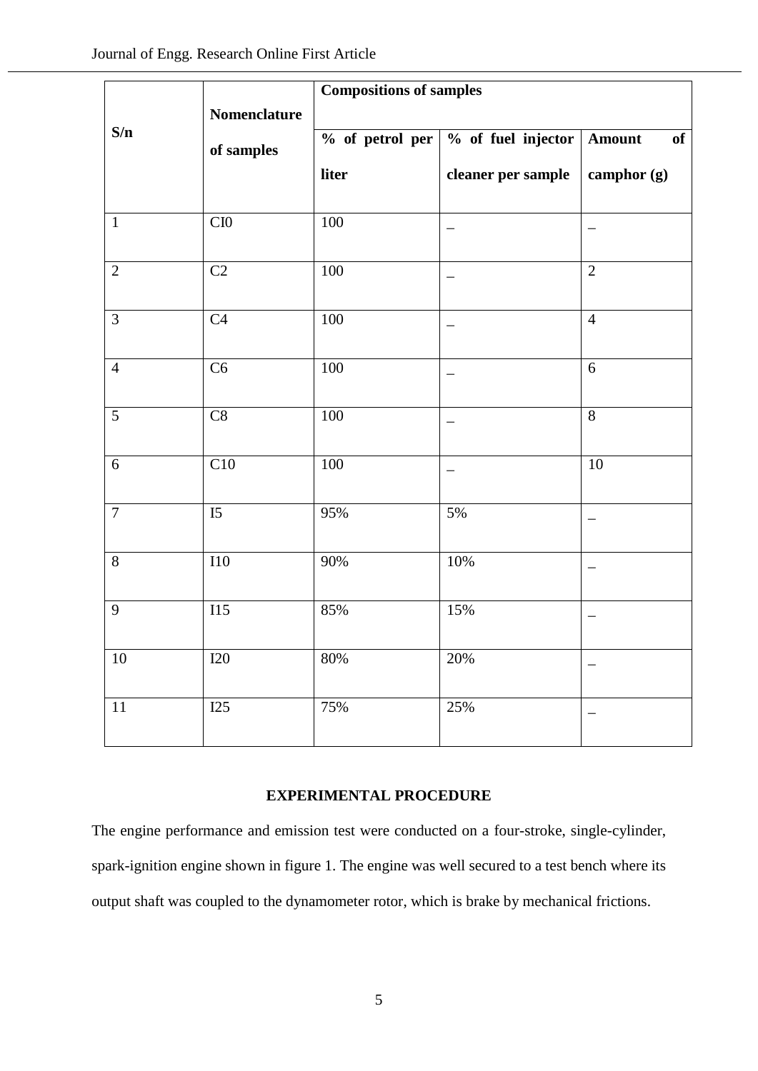| S/n | Nomenclature of samples | Compositions of samples | | |
|---|---|---|---|---|
| | | % of petrol per liter | % of fuel injector cleaner per sample | Amount of camphor (g) |
| 1 | CI0 | 100 | _ | _ |
| 2 | C2 | 100 | _ | 2 |
| 3 | C4 | 100 | _ | 4 |
| 4 | C6 | 100 | _ | 6 |
| 5 | C8 | 100 | _ | 8 |
| 6 | C10 | 100 | _ | 10 |
| 7 | I5 | 95% | 5% | _ |
| 8 | I10 | 90% | 10% | _ |
| 9 | I15 | 85% | 15% | _ |
| 10 | I20 | 80% | 20% | _ |
| 11 | I25 | 75% | 25% | _ |

## EXPERIMENTAL PROCEDURE

The engine performance and emission test were conducted on a four-stroke, single-cylinder, spark-ignition engine shown in figure 1. The engine was well secured to a test bench where its output shaft was coupled to the dynamometer rotor, which is brake by mechanical frictions.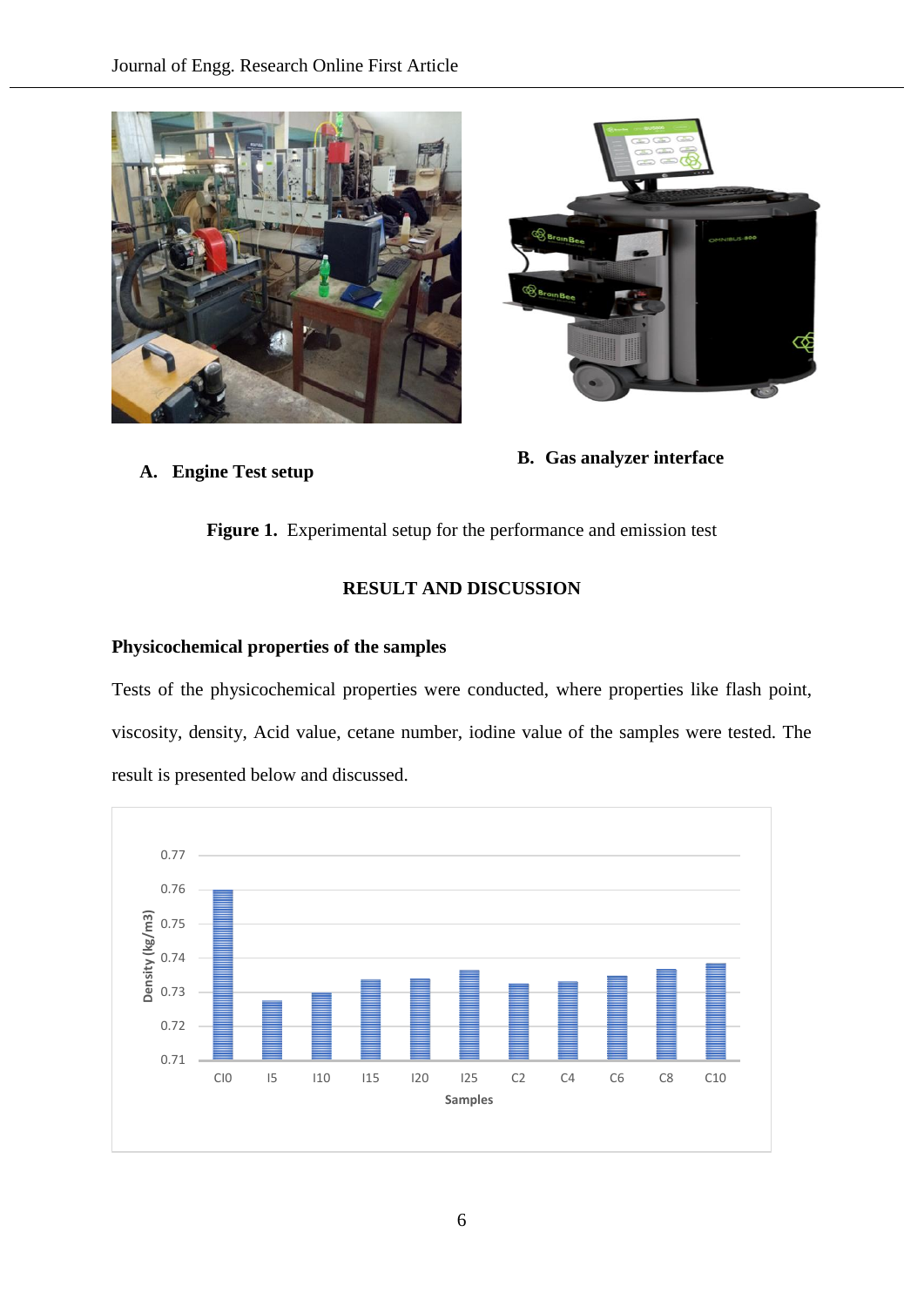A. **Engine Test setup**

B. **Gas analyzer interface**

**Figure 1.** Experimental setup for the performance and emission test

## RESULT AND DISCUSSION

### Physicochemical properties of the samples

Tests of the physicochemical properties were conducted, where properties like flash point, viscosity, density, Acid value, cetane number, iodine value of the samples were tested. The result is presented below and discussed.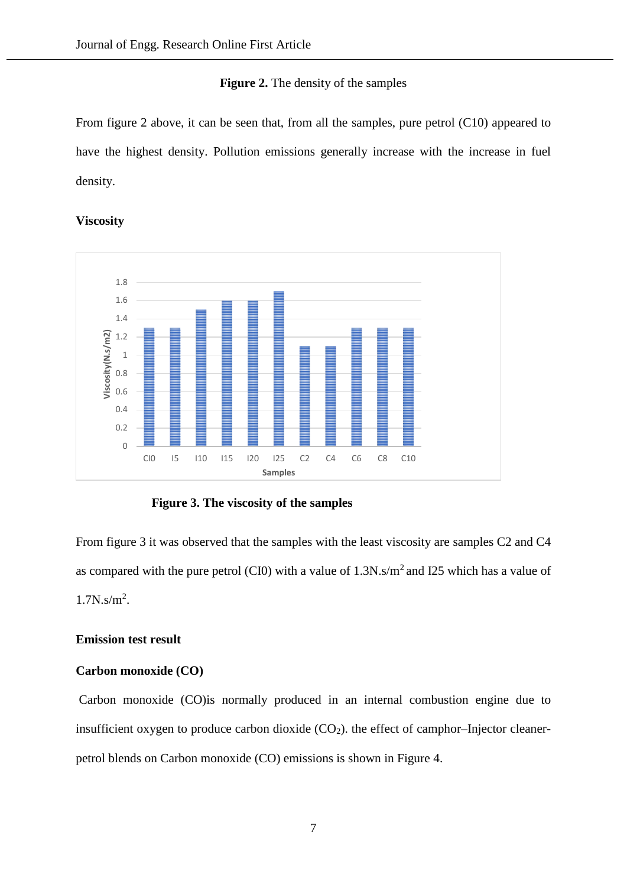**Figure 2.** The density of the samples

From figure 2 above, it can be seen that, from all the samples, pure petrol (C10) appeared to have the highest density. Pollution emissions generally increase with the increase in fuel density.

**Viscosity**

**Figure 3. The viscosity of the samples**

From figure 3 it was observed that the samples with the least viscosity are samples C2 and C4 as compared with the pure petrol (CI0) with a value of 1.3N.s/m$^2$ and I25 which has a value of 1.7N.s/m$^2$.

**Emission test result**

**Carbon monoxide (CO)**

Carbon monoxide (CO)is normally produced in an internal combustion engine due to insufficient oxygen to produce carbon dioxide ($CO_2$). the effect of camphor–Injector cleaner-petrol blends on Carbon monoxide (CO) emissions is shown in Figure 4.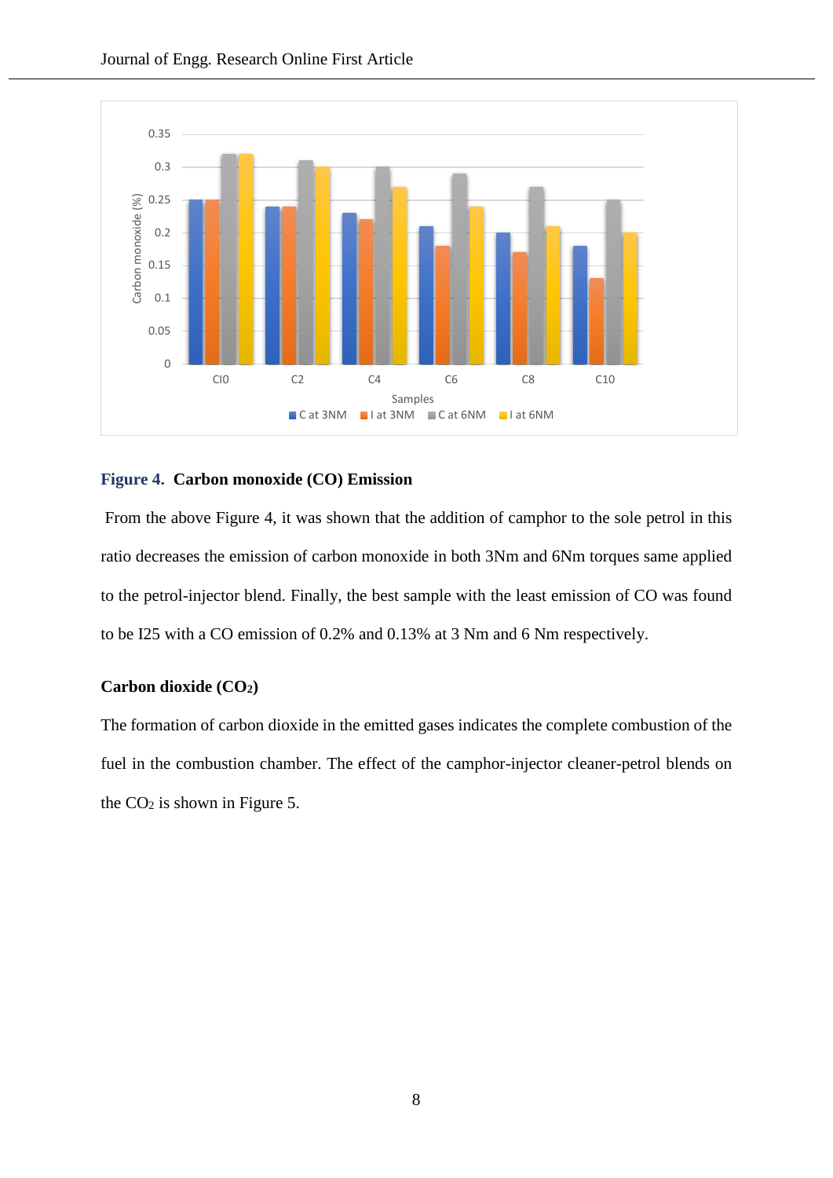**Figure 4. Carbon monoxide (CO) Emission**

From the above Figure 4, it was shown that the addition of camphor to the sole petrol in this ratio decreases the emission of carbon monoxide in both 3Nm and 6Nm torques same applied to the petrol-injector blend. Finally, the best sample with the least emission of CO was found to be I25 with a CO emission of 0.2% and 0.13% at 3 Nm and 6 Nm respectively.

**Carbon dioxide ($CO_2$)**

The formation of carbon dioxide in the emitted gases indicates the complete combustion of the fuel in the combustion chamber. The effect of the camphor-injector cleaner-petrol blends on the $CO_2$ is shown in Figure 5.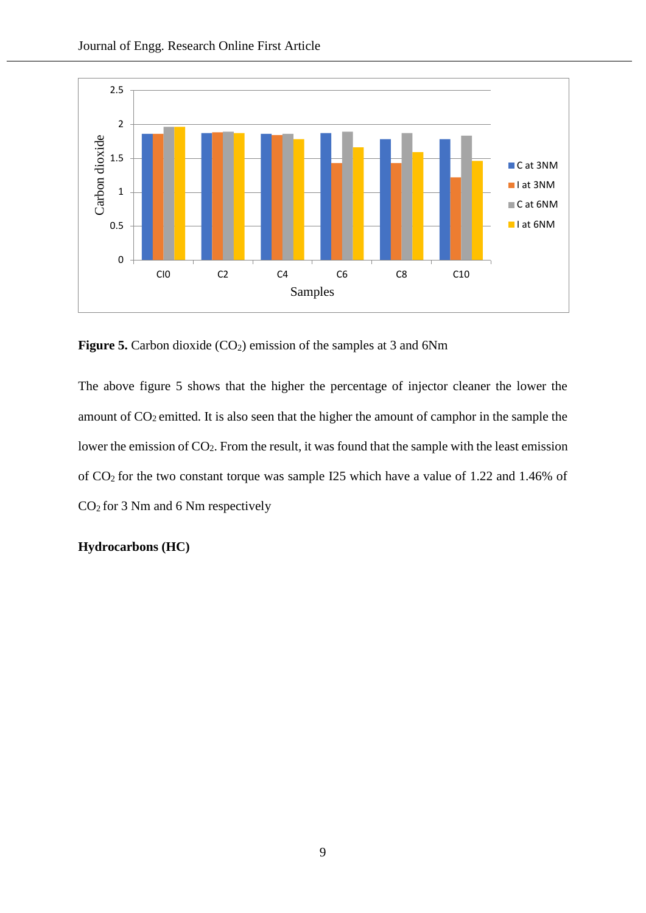**Figure 5.** Carbon dioxide ($CO_2$) emission of the samples at 3 and 6Nm

The above figure 5 shows that the higher the percentage of injector cleaner the lower the amount of $CO_2$ emitted. It is also seen that the higher the amount of camphor in the sample the lower the emission of $CO_2$. From the result, it was found that the sample with the least emission of $CO_2$ for the two constant torque was sample I25 which have a value of 1.22 and 1.46% of $CO_2$ for 3 Nm and 6 Nm respectively

**Hydrocarbons (HC)**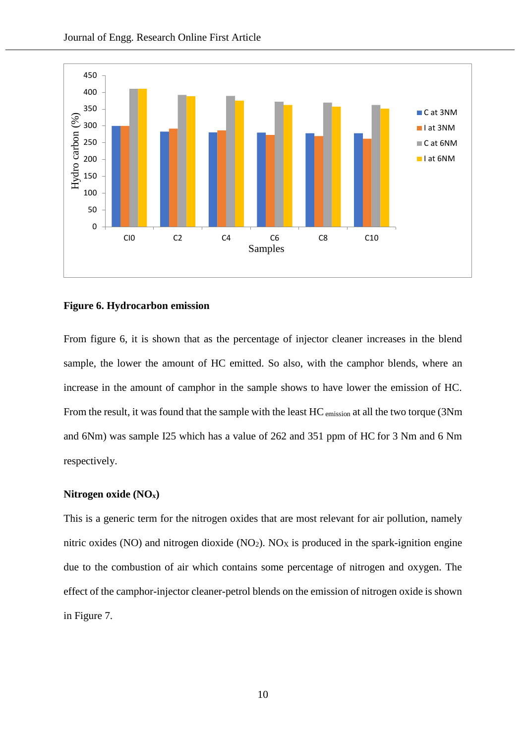**Figure 6. Hydrocarbon emission**

From figure 6, it is shown that as the percentage of injector cleaner increases in the blend sample, the lower the amount of HC emitted. So also, with the camphor blends, where an increase in the amount of camphor in the sample shows to have lower the emission of HC. From the result, it was found that the sample with the least $HC_{emission}$ at all the two torque (3Nm and 6Nm) was sample I25 which has a value of 262 and 351 ppm of HC for 3 Nm and 6 Nm respectively.

### Nitrogen oxide ($NO_x$)

This is a generic term for the nitrogen oxides that are most relevant for air pollution, namely nitric oxides (NO) and nitrogen dioxide ($NO_2$). $NO_X$ is produced in the spark-ignition engine due to the combustion of air which contains some percentage of nitrogen and oxygen. The effect of the camphor-injector cleaner-petrol blends on the emission of nitrogen oxide is shown in Figure 7.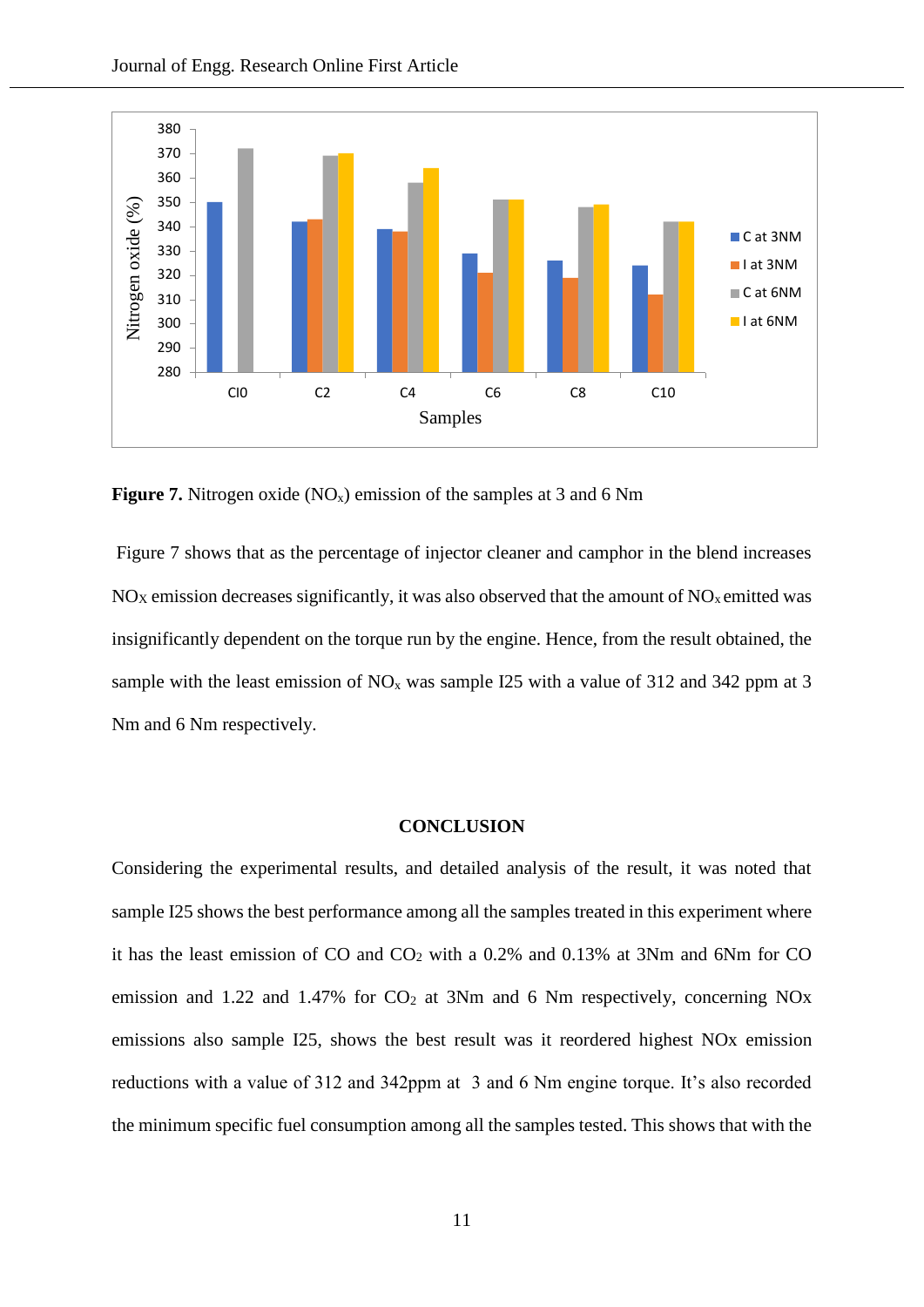**Figure 7.** Nitrogen oxide ($NO_x$) emission of the samples at 3 and 6 Nm

Figure 7 shows that as the percentage of injector cleaner and camphor in the blend increases $NO_X$ emission decreases significantly, it was also observed that the amount of $NO_x$ emitted was insignificantly dependent on the torque run by the engine. Hence, from the result obtained, the sample with the least emission of $NO_x$ was sample I25 with a value of 312 and 342 ppm at 3 Nm and 6 Nm respectively.

## CONCLUSION

Considering the experimental results, and detailed analysis of the result, it was noted that sample I25 shows the best performance among all the samples treated in this experiment where it has the least emission of CO and $CO_2$ with a 0.2% and 0.13% at 3Nm and 6Nm for CO emission and 1.22 and 1.47% for $CO_2$ at 3Nm and 6 Nm respectively, concerning NOx emissions also sample I25, shows the best result was it reordered highest NOx emission reductions with a value of 312 and 342ppm at 3 and 6 Nm engine torque. It's also recorded the minimum specific fuel consumption among all the samples tested. This shows that with the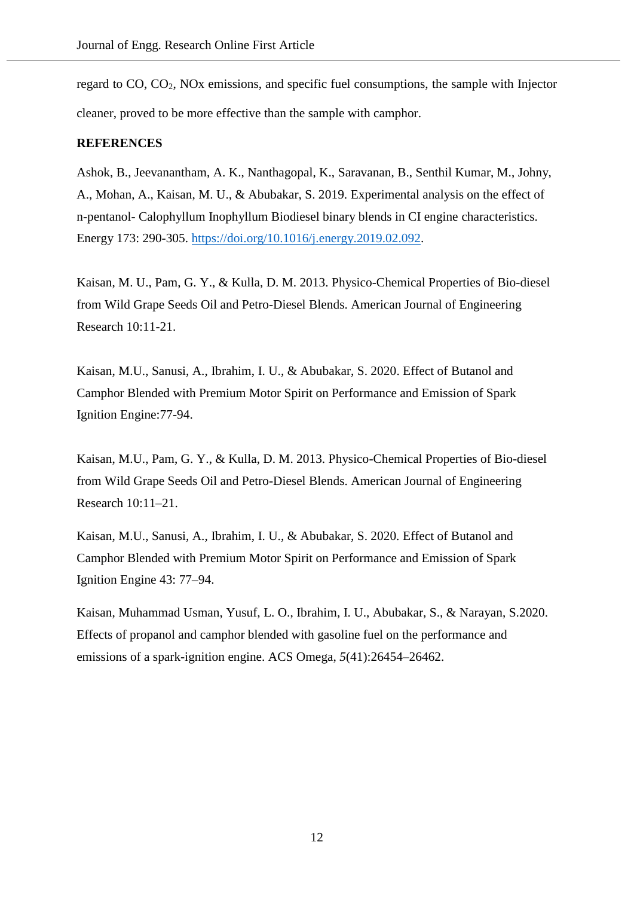regard to CO, $CO_2$, NOx emissions, and specific fuel consumptions, the sample with Injector cleaner, proved to be more effective than the sample with camphor.

## REFERENCES

Ashok, B., Jeevanantham, A. K., Nanthagopal, K., Saravanan, B., Senthil Kumar, M., Johny, A., Mohan, A., Kaisan, M. U., & Abubakar, S. 2019. Experimental analysis on the effect of n-pentanol- Calophyllum Inophyllum Biodiesel binary blends in CI engine characteristics. Energy 173: 290-305. https://doi.org/10.1016/j.energy.2019.02.092.

Kaisan, M. U., Pam, G. Y., & Kulla, D. M. 2013. Physico-Chemical Properties of Bio-diesel from Wild Grape Seeds Oil and Petro-Diesel Blends. American Journal of Engineering Research 10:11-21.

Kaisan, M.U., Sanusi, A., Ibrahim, I. U., & Abubakar, S. 2020. Effect of Butanol and Camphor Blended with Premium Motor Spirit on Performance and Emission of Spark Ignition Engine:77-94.

Kaisan, M.U., Pam, G. Y., & Kulla, D. M. 2013. Physico-Chemical Properties of Bio-diesel from Wild Grape Seeds Oil and Petro-Diesel Blends. American Journal of Engineering Research 10:11–21.

Kaisan, M.U., Sanusi, A., Ibrahim, I. U., & Abubakar, S. 2020. Effect of Butanol and Camphor Blended with Premium Motor Spirit on Performance and Emission of Spark Ignition Engine 43: 77–94.

Kaisan, Muhammad Usman, Yusuf, L. O., Ibrahim, I. U., Abubakar, S., & Narayan, S.2020. Effects of propanol and camphor blended with gasoline fuel on the performance and emissions of a spark-ignition engine. ACS Omega, *5*(41):26454–26462.